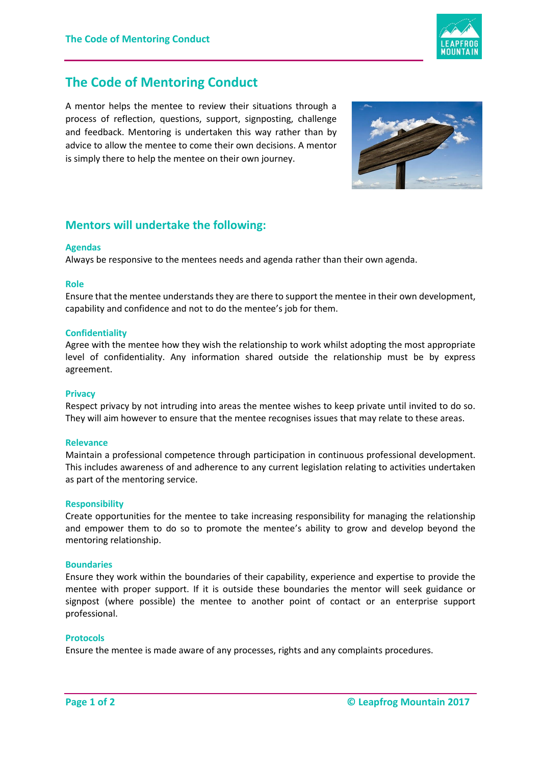# The Code of Mentoring Conduct

A mentor helps the mentee to review their situations through a process of reflection, questions, support, signposting, challenge and feedback. Mentoring is undertaken this way rather than by advice to allow the mentee to come their own decisions. A mentor is simply there to help the mentee on their own journey.

## Mentors will undertake the following:

### Agendas

Always be responsive to the mentees needs and agenda rather than their own agenda.

### Role

Ensure that the mentee understands they are there to support the mentee in their own development, capability and confidence and not to do the mentee's job for them.

### Confidentiality

Agree with the mentee how they wish the relationship to work whilst adopting the most appropriate level of confidentiality. Any information shared outside the relationship must be by express agreement.

### Privacy

Respect privacy by not intruding into areas the mentee wishes to keep private until invited to do so. They will aim however to ensure that the mentee recognises issues that may relate to these areas.

### Relevance

Maintain a professional competence through participation in continuous professional development. This includes awareness of and adherence to any current legislation relating to activities undertaken as part of the mentoring service.

### Responsibility

Create opportunities for the mentee to take increasing responsibility for managing the relationship and empower them to do so to promote the mentee's ability to grow and develop beyond the mentoring relationship.

### Boundaries

Ensure they work within the boundaries of their capability, experience and expertise to provide the mentee with proper support. If it is outside these boundaries the mentor will seek guidance or signpost (where possible) the mentee to another point of contact or an enterprise support professional.

### Protocols

Ensure the mentee is made aware of any processes, rights and any complaints procedures.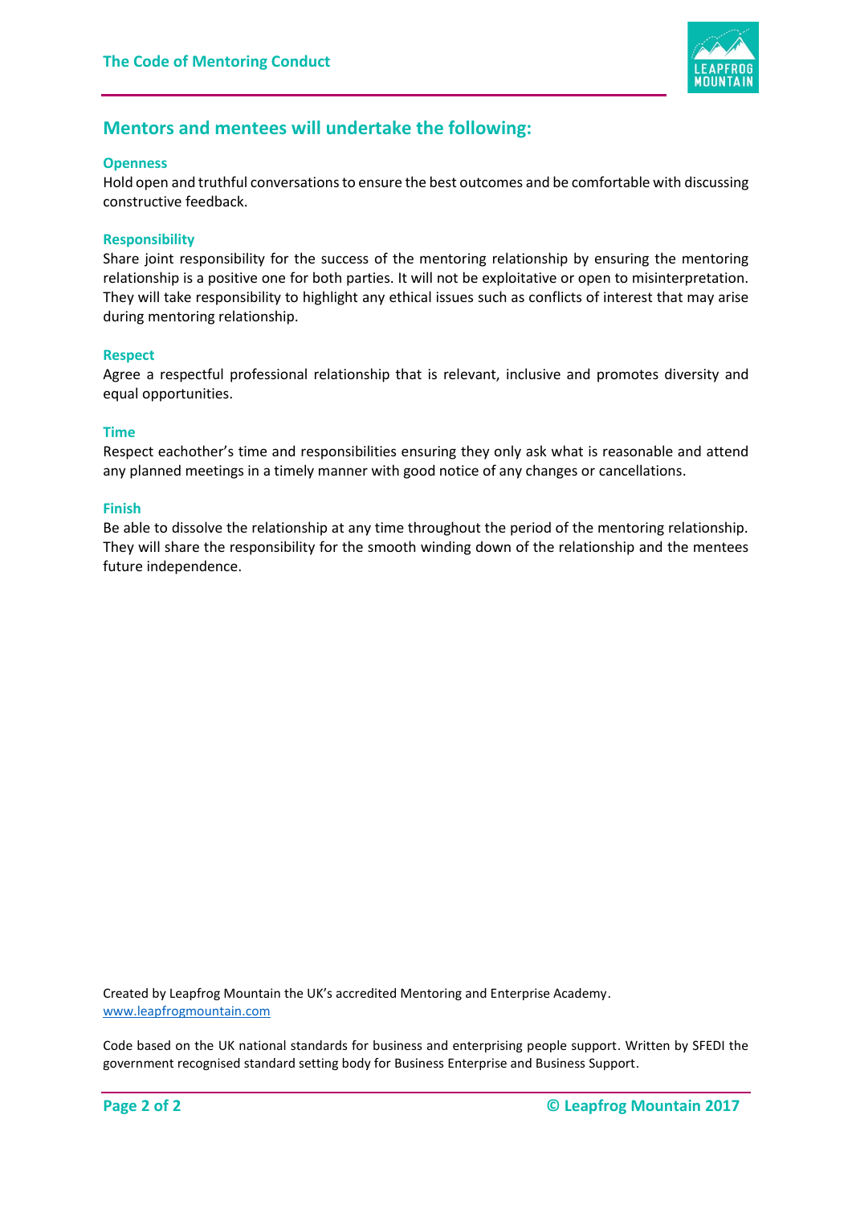## Mentors and mentees will undertake the following:

### Openness

Hold open and truthful conversations to ensure the best outcomes and be comfortable with discussing constructive feedback.

### Responsibility

Share joint responsibility for the success of the mentoring relationship by ensuring the mentoring relationship is a positive one for both parties. It will not be exploitative or open to misinterpretation. They will take responsibility to highlight any ethical issues such as conflicts of interest that may arise during mentoring relationship.

### Respect

Agree a respectful professional relationship that is relevant, inclusive and promotes diversity and equal opportunities.

### Time

Respect eachother's time and responsibilities ensuring they only ask what is reasonable and attend any planned meetings in a timely manner with good notice of any changes or cancellations.

### Finish

Be able to dissolve the relationship at any time throughout the period of the mentoring relationship. They will share the responsibility for the smooth winding down of the relationship and the mentees future independence.

Created by Leapfrog Mountain the UK's accredited Mentoring and Enterprise Academy.
www.leapfrogmountain.com

Code based on the UK national standards for business and enterprising people support. Written by SFEDI the government recognised standard setting body for Business Enterprise and Business Support.